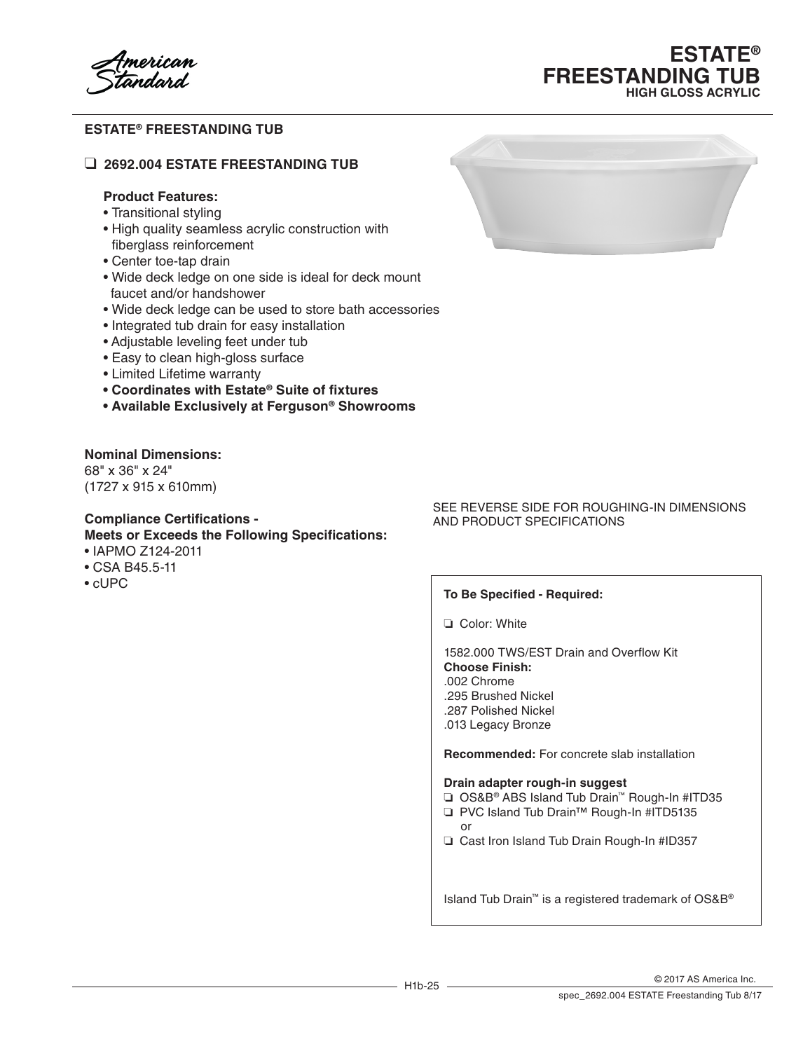# ESTATE® FREESTANDING TUB

HIGH GLOSS ACRYLIC

## ESTATE® FREESTANDING TUB

### ❑ 2692.004 ESTATE FREESTANDING TUB

**Product Features:**

- Transitional styling
- High quality seamless acrylic construction with fiberglass reinforcement
- Center toe-tap drain
- Wide deck ledge on one side is ideal for deck mount faucet and/or handshower
- Wide deck ledge can be used to store bath accessories
- Integrated tub drain for easy installation
- Adjustable leveling feet under tub
- Easy to clean high-gloss surface
- Limited Lifetime warranty
- **Coordinates with Estate® Suite of fixtures**
- **Available Exclusively at Ferguson® Showrooms**

**Nominal Dimensions:**
68" x 36" x 24"
(1727 x 915 x 610mm)

**Compliance Certifications - Meets or Exceeds the Following Specifications:**

- IAPMO Z124-2011
- CSA B45.5-11
- cUPC

SEE REVERSE SIDE FOR ROUGHING-IN DIMENSIONS AND PRODUCT SPECIFICATIONS

**To Be Specified - Required:**

❑ Color: White

1582.000 TWS/EST Drain and Overflow Kit
**Choose Finish:**
.002 Chrome
.295 Brushed Nickel
.287 Polished Nickel
.013 Legacy Bronze

**Recommended:** For concrete slab installation

**Drain adapter rough-in suggest**

❑ OS&B® ABS Island Tub Drain™ Rough-In #ITD35
❑ PVC Island Tub Drain™ Rough-In #ITD5135
or
❑ Cast Iron Island Tub Drain Rough-In #ID357

Island Tub Drain™ is a registered trademark of OS&B®

© 2017 AS America Inc.
spec_2692.004 ESTATE Freestanding Tub 8/17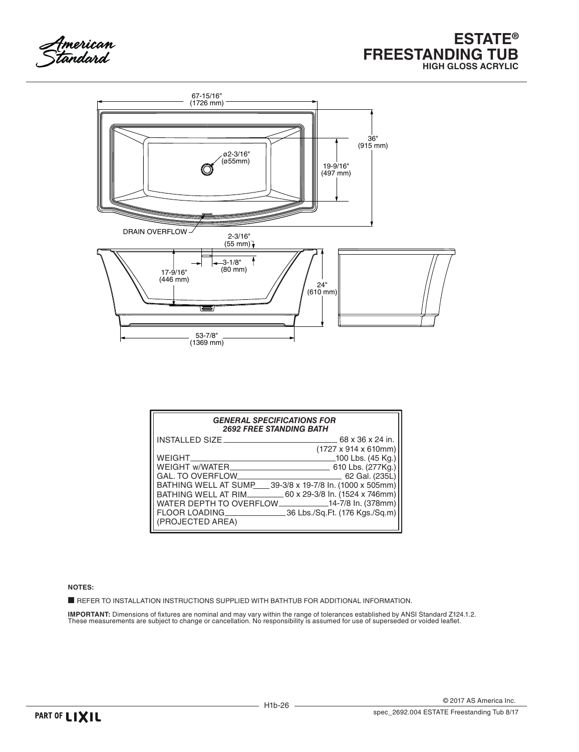American Standard

# ESTATE® FREESTANDING TUB
### HIGH GLOSS ACRYLIC

67-15/16"
(1726 mm)

36"
(915 mm)

ø2-3/16"
(ø55mm)

19-9/16"
(497 mm)

DRAIN OVERFLOW

2-3/16"
(55 mm)

3-1/8"
(80 mm)

17-9/16"
(446 mm)

24"
(610 mm)

53-7/8"
(1369 mm)

***GENERAL SPECIFICATIONS FOR 2692 FREE STANDING BATH***

| | |
|---|---|
| INSTALLED SIZE | 68 x 36 x 24 in. (1727 x 914 x 610mm) |
| WEIGHT | 100 Lbs. (45 Kg.) |
| WEIGHT w/WATER | 610 Lbs. (277Kg.) |
| GAL. TO OVERFLOW | 62 Gal. (235L) |
| BATHING WELL AT SUMP | 39-3/8 x 19-7/8 In. (1000 x 505mm) |
| BATHING WELL AT RIM | 60 x 29-3/8 In. (1524 x 746mm) |
| WATER DEPTH TO OVERFLOW | 14-7/8 In. (378mm) |
| FLOOR LOADING (PROJECTED AREA) | 36 Lbs./Sq.Ft. (176 Kgs./Sq.m) |

**NOTES:**

- REFER TO INSTALLATION INSTRUCTIONS SUPPLIED WITH BATHTUB FOR ADDITIONAL INFORMATION.

**IMPORTANT:** Dimensions of fixtures are nominal and may vary within the range of tolerances established by ANSI Standard Z124.1.2. These measurements are subject to change or cancellation. No responsibility is assumed for use of superseded or voided leaflet.

© 2017 AS America Inc.

spec_2692.004 ESTATE Freestanding Tub 8/17